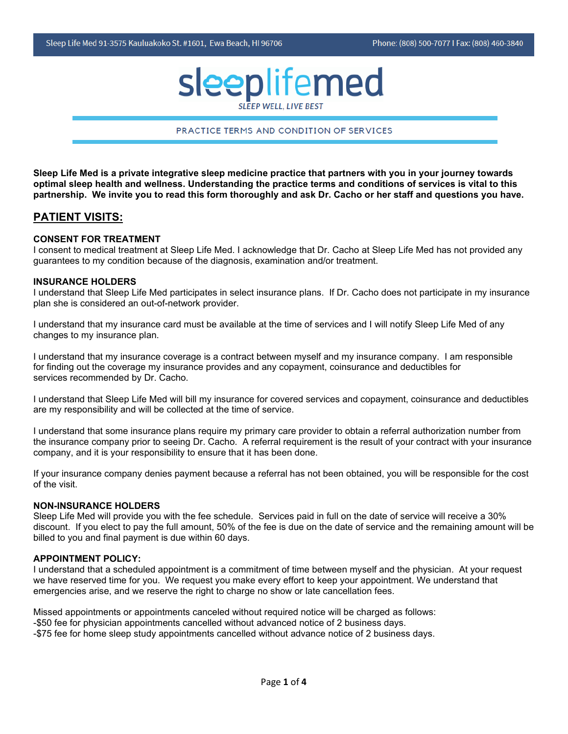# sleeplifemed

*SLEEP WELL, LIVE BEST*

## PRACTICE TERMS AND CONDITION OF SERVICES

**Sleep Life Med is a private integrative sleep medicine practice that partners with you in your journey towards optimal sleep health and wellness. Understanding the practice terms and conditions of services is vital to this partnership. We invite you to read this form thoroughly and ask Dr. Cacho or her staff and questions you have.**

## PATIENT VISITS:

### CONSENT FOR TREATMENT

I consent to medical treatment at Sleep Life Med. I acknowledge that Dr. Cacho at Sleep Life Med has not provided any guarantees to my condition because of the diagnosis, examination and/or treatment.

### INSURANCE HOLDERS

I understand that Sleep Life Med participates in select insurance plans. If Dr. Cacho does not participate in my insurance plan she is considered an out-of-network provider.

I understand that my insurance card must be available at the time of services and I will notify Sleep Life Med of any changes to my insurance plan.

I understand that my insurance coverage is a contract between myself and my insurance company. I am responsible for finding out the coverage my insurance provides and any copayment, coinsurance and deductibles for services recommended by Dr. Cacho.

I understand that Sleep Life Med will bill my insurance for covered services and copayment, coinsurance and deductibles are my responsibility and will be collected at the time of service.

I understand that some insurance plans require my primary care provider to obtain a referral authorization number from the insurance company prior to seeing Dr. Cacho. A referral requirement is the result of your contract with your insurance company, and it is your responsibility to ensure that it has been done.

If your insurance company denies payment because a referral has not been obtained, you will be responsible for the cost of the visit.

### NON-INSURANCE HOLDERS

Sleep Life Med will provide you with the fee schedule. Services paid in full on the date of service will receive a 30% discount. If you elect to pay the full amount, 50% of the fee is due on the date of service and the remaining amount will be billed to you and final payment is due within 60 days.

### APPOINTMENT POLICY:

I understand that a scheduled appointment is a commitment of time between myself and the physician. At your request we have reserved time for you. We request you make every effort to keep your appointment. We understand that emergencies arise, and we reserve the right to charge no show or late cancellation fees.

Missed appointments or appointments canceled without required notice will be charged as follows:
- $50 fee for physician appointments cancelled without advanced notice of 2 business days.
- $75 fee for home sleep study appointments cancelled without advance notice of 2 business days.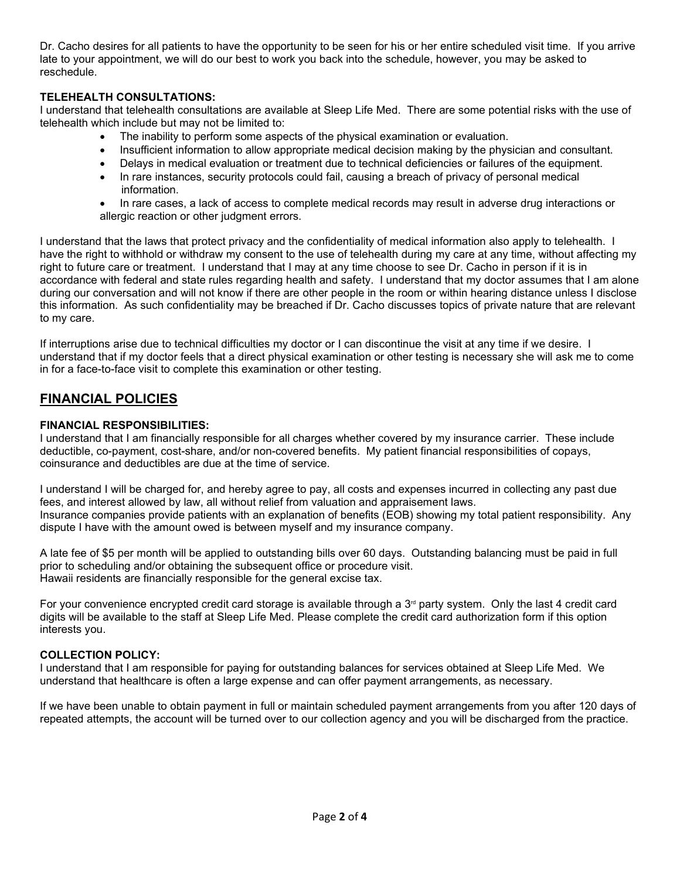Dr. Cacho desires for all patients to have the opportunity to be seen for his or her entire scheduled visit time. If you arrive late to your appointment, we will do our best to work you back into the schedule, however, you may be asked to reschedule.

**TELEHEALTH CONSULTATIONS:**

I understand that telehealth consultations are available at Sleep Life Med. There are some potential risks with the use of telehealth which include but may not be limited to:

- The inability to perform some aspects of the physical examination or evaluation.
- Insufficient information to allow appropriate medical decision making by the physician and consultant.
- Delays in medical evaluation or treatment due to technical deficiencies or failures of the equipment.
- In rare instances, security protocols could fail, causing a breach of privacy of personal medical information.
- In rare cases, a lack of access to complete medical records may result in adverse drug interactions or allergic reaction or other judgment errors.

I understand that the laws that protect privacy and the confidentiality of medical information also apply to telehealth. I have the right to withhold or withdraw my consent to the use of telehealth during my care at any time, without affecting my right to future care or treatment. I understand that I may at any time choose to see Dr. Cacho in person if it is in accordance with federal and state rules regarding health and safety. I understand that my doctor assumes that I am alone during our conversation and will not know if there are other people in the room or within hearing distance unless I disclose this information. As such confidentiality may be breached if Dr. Cacho discusses topics of private nature that are relevant to my care.

If interruptions arise due to technical difficulties my doctor or I can discontinue the visit at any time if we desire. I understand that if my doctor feels that a direct physical examination or other testing is necessary she will ask me to come in for a face-to-face visit to complete this examination or other testing.

## FINANCIAL POLICIES

**FINANCIAL RESPONSIBILITIES:**

I understand that I am financially responsible for all charges whether covered by my insurance carrier. These include deductible, co-payment, cost-share, and/or non-covered benefits. My patient financial responsibilities of copays, coinsurance and deductibles are due at the time of service.

I understand I will be charged for, and hereby agree to pay, all costs and expenses incurred in collecting any past due fees, and interest allowed by law, all without relief from valuation and appraisement laws.
Insurance companies provide patients with an explanation of benefits (EOB) showing my total patient responsibility. Any dispute I have with the amount owed is between myself and my insurance company.

A late fee of $5 per month will be applied to outstanding bills over 60 days. Outstanding balancing must be paid in full prior to scheduling and/or obtaining the subsequent office or procedure visit.
Hawaii residents are financially responsible for the general excise tax.

For your convenience encrypted credit card storage is available through a 3rd party system. Only the last 4 credit card digits will be available to the staff at Sleep Life Med. Please complete the credit card authorization form if this option interests you.

**COLLECTION POLICY:**

I understand that I am responsible for paying for outstanding balances for services obtained at Sleep Life Med. We understand that healthcare is often a large expense and can offer payment arrangements, as necessary.

If we have been unable to obtain payment in full or maintain scheduled payment arrangements from you after 120 days of repeated attempts, the account will be turned over to our collection agency and you will be discharged from the practice.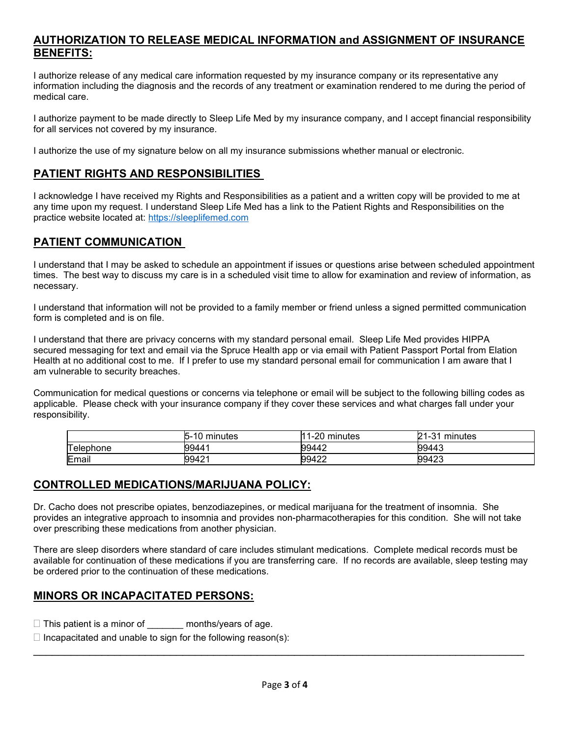## AUTHORIZATION TO RELEASE MEDICAL INFORMATION and ASSIGNMENT OF INSURANCE BENEFITS:

I authorize release of any medical care information requested by my insurance company or its representative any information including the diagnosis and the records of any treatment or examination rendered to me during the period of medical care.

I authorize payment to be made directly to Sleep Life Med by my insurance company, and I accept financial responsibility for all services not covered by my insurance.

I authorize the use of my signature below on all my insurance submissions whether manual or electronic.

## PATIENT RIGHTS AND RESPONSIBILITIES

I acknowledge I have received my Rights and Responsibilities as a patient and a written copy will be provided to me at any time upon my request. I understand Sleep Life Med has a link to the Patient Rights and Responsibilities on the practice website located at: https://sleeplifemed.com

## PATIENT COMMUNICATION

I understand that I may be asked to schedule an appointment if issues or questions arise between scheduled appointment times. The best way to discuss my care is in a scheduled visit time to allow for examination and review of information, as necessary.

I understand that information will not be provided to a family member or friend unless a signed permitted communication form is completed and is on file.

I understand that there are privacy concerns with my standard personal email. Sleep Life Med provides HIPPA secured messaging for text and email via the Spruce Health app or via email with Patient Passport Portal from Elation Health at no additional cost to me. If I prefer to use my standard personal email for communication I am aware that I am vulnerable to security breaches.

Communication for medical questions or concerns via telephone or email will be subject to the following billing codes as applicable. Please check with your insurance company if they cover these services and what charges fall under your responsibility.

| | 5-10 minutes | 11-20 minutes | 21-31 minutes |
|---|---|---|---|
| Telephone | 99441 | 99442 | 99443 |
| Email | 99421 | 99422 | 99423 |

## CONTROLLED MEDICATIONS/MARIJUANA POLICY:

Dr. Cacho does not prescribe opiates, benzodiazepines, or medical marijuana for the treatment of insomnia. She provides an integrative approach to insomnia and provides non-pharmacotherapies for this condition. She will not take over prescribing these medications from another physician.

There are sleep disorders where standard of care includes stimulant medications. Complete medical records must be available for continuation of these medications if you are transferring care. If no records are available, sleep testing may be ordered prior to the continuation of these medications.

## MINORS OR INCAPACITATED PERSONS:

☐ This patient is a minor of _______ months/years of age.

☐ Incapacitated and unable to sign for the following reason(s):

_______________________________________________________________________________________________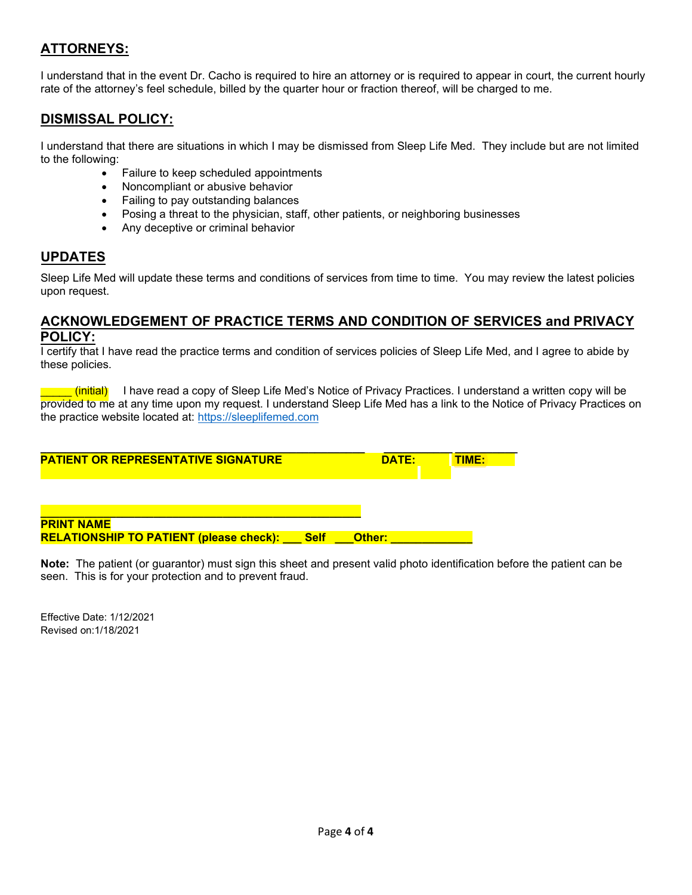## ATTORNEYS:

I understand that in the event Dr. Cacho is required to hire an attorney or is required to appear in court, the current hourly rate of the attorney's feel schedule, billed by the quarter hour or fraction thereof, will be charged to me.

## DISMISSAL POLICY:

I understand that there are situations in which I may be dismissed from Sleep Life Med. They include but are not limited to the following:

- Failure to keep scheduled appointments
- Noncompliant or abusive behavior
- Failing to pay outstanding balances
- Posing a threat to the physician, staff, other patients, or neighboring businesses
- Any deceptive or criminal behavior

## UPDATES

Sleep Life Med will update these terms and conditions of services from time to time. You may review the latest policies upon request.

## ACKNOWLEDGEMENT OF PRACTICE TERMS AND CONDITION OF SERVICES and PRIVACY POLICY:

I certify that I have read the practice terms and condition of services policies of Sleep Life Med, and I agree to abide by these policies.

_____ (initial) I have read a copy of Sleep Life Med's Notice of Privacy Practices. I understand a written copy will be provided to me at any time upon my request. I understand Sleep Life Med has a link to the Notice of Privacy Practices on the practice website located at: https://sleeplifemed.com

_______________________________________________ ___________ __________

**PATIENT OR REPRESENTATIVE SIGNATURE DATE: TIME:**

_______________________________________________

**PRINT NAME**

**RELATIONSHIP TO PATIENT (please check): ___ Self ___Other: ____________**

**Note:** The patient (or guarantor) must sign this sheet and present valid photo identification before the patient can be seen. This is for your protection and to prevent fraud.

Effective Date: 1/12/2021
Revised on:1/18/2021